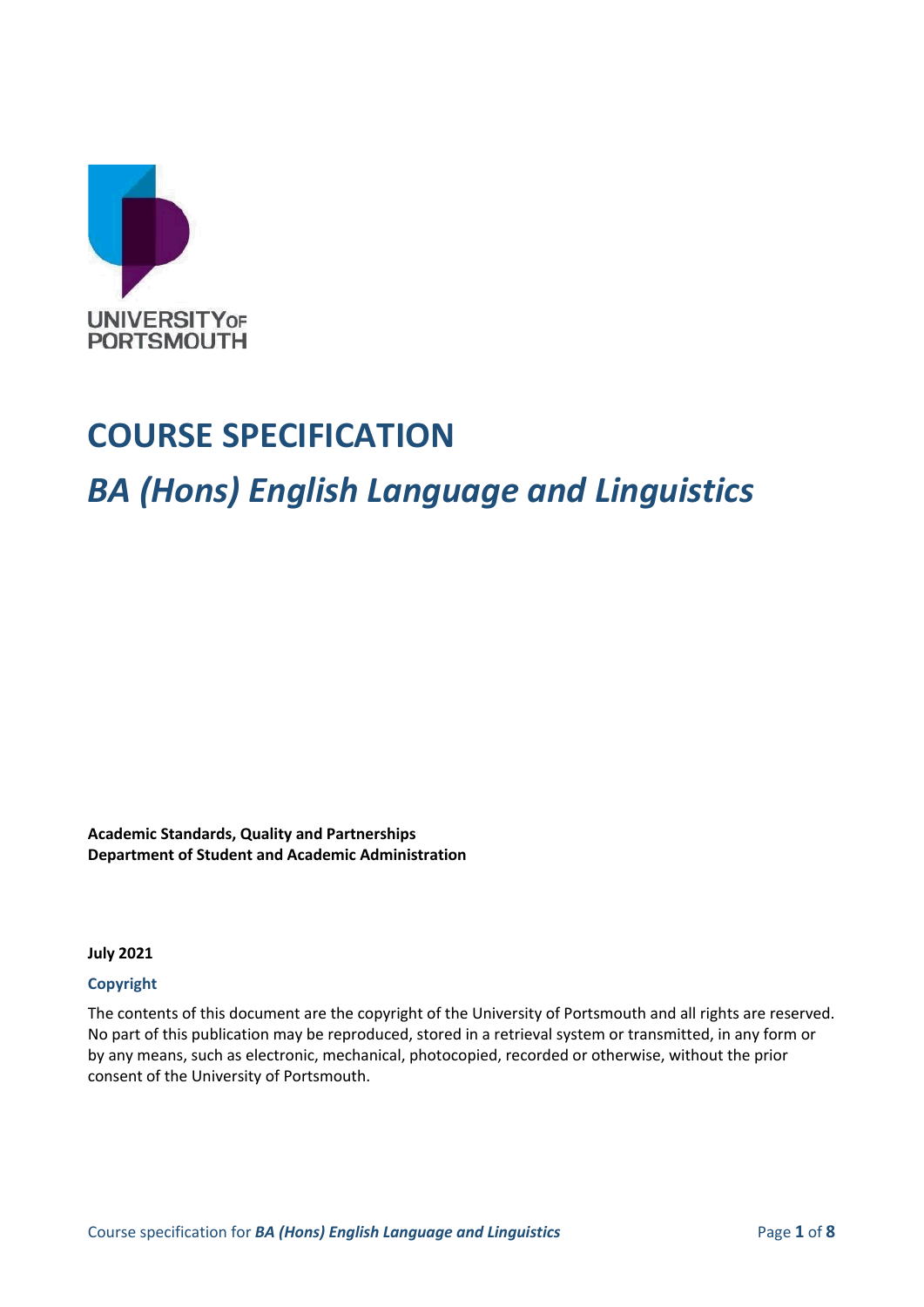UNIVERSITY OF PORTSMOUTH

# COURSE SPECIFICATION

## *BA (Hons) English Language and Linguistics*

**Academic Standards, Quality and Partnerships**
**Department of Student and Academic Administration**

**July 2021**

**Copyright**

The contents of this document are the copyright of the University of Portsmouth and all rights are reserved. No part of this publication may be reproduced, stored in a retrieval system or transmitted, in any form or by any means, such as electronic, mechanical, photocopied, recorded or otherwise, without the prior consent of the University of Portsmouth.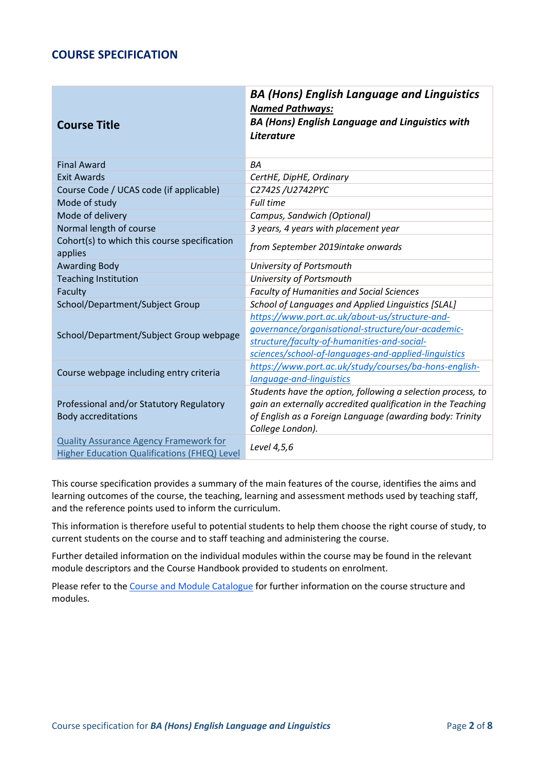## COURSE SPECIFICATION

| Course Title | *BA (Hons) English Language and Linguistics*<br>***Named Pathways:***<br>***BA (Hons) English Language and Linguistics with Literature*** |
|---|---|
| Final Award | *BA* |
| Exit Awards | *CertHE, DipHE, Ordinary* |
| Course Code / UCAS code (if applicable) | *C2742S /U2742PYC* |
| Mode of study | *Full time* |
| Mode of delivery | *Campus, Sandwich (Optional)* |
| Normal length of course | *3 years, 4 years with placement year* |
| Cohort(s) to which this course specification applies | *from September 2019intake onwards* |
| Awarding Body | *University of Portsmouth* |
| Teaching Institution | *University of Portsmouth* |
| Faculty | *Faculty of Humanities and Social Sciences* |
| School/Department/Subject Group | *School of Languages and Applied Linguistics [SLAL]* |
| School/Department/Subject Group webpage | [*https://www.port.ac.uk/about-us/structure-and-governance/organisational-structure/our-academic-structure/faculty-of-humanities-and-social-sciences/school-of-languages-and-applied-linguistics*](https://www.port.ac.uk/about-us/structure-and-governance/organisational-structure/our-academic-structure/faculty-of-humanities-and-social-sciences/school-of-languages-and-applied-linguistics) |
| Course webpage including entry criteria | [*https://www.port.ac.uk/study/courses/ba-hons-english-language-and-linguistics*](https://www.port.ac.uk/study/courses/ba-hons-english-language-and-linguistics) |
| Professional and/or Statutory Regulatory Body accreditations | *Students have the option, following a selection process, to gain an externally accredited qualification in the Teaching of English as a Foreign Language (awarding body: Trinity College London).* |
| Quality Assurance Agency Framework for Higher Education Qualifications (FHEQ) Level | *Level 4,5,6* |

This course specification provides a summary of the main features of the course, identifies the aims and learning outcomes of the course, the teaching, learning and assessment methods used by teaching staff, and the reference points used to inform the curriculum.

This information is therefore useful to potential students to help them choose the right course of study, to current students on the course and to staff teaching and administering the course.

Further detailed information on the individual modules within the course may be found in the relevant module descriptors and the Course Handbook provided to students on enrolment.

Please refer to the Course and Module Catalogue for further information on the course structure and modules.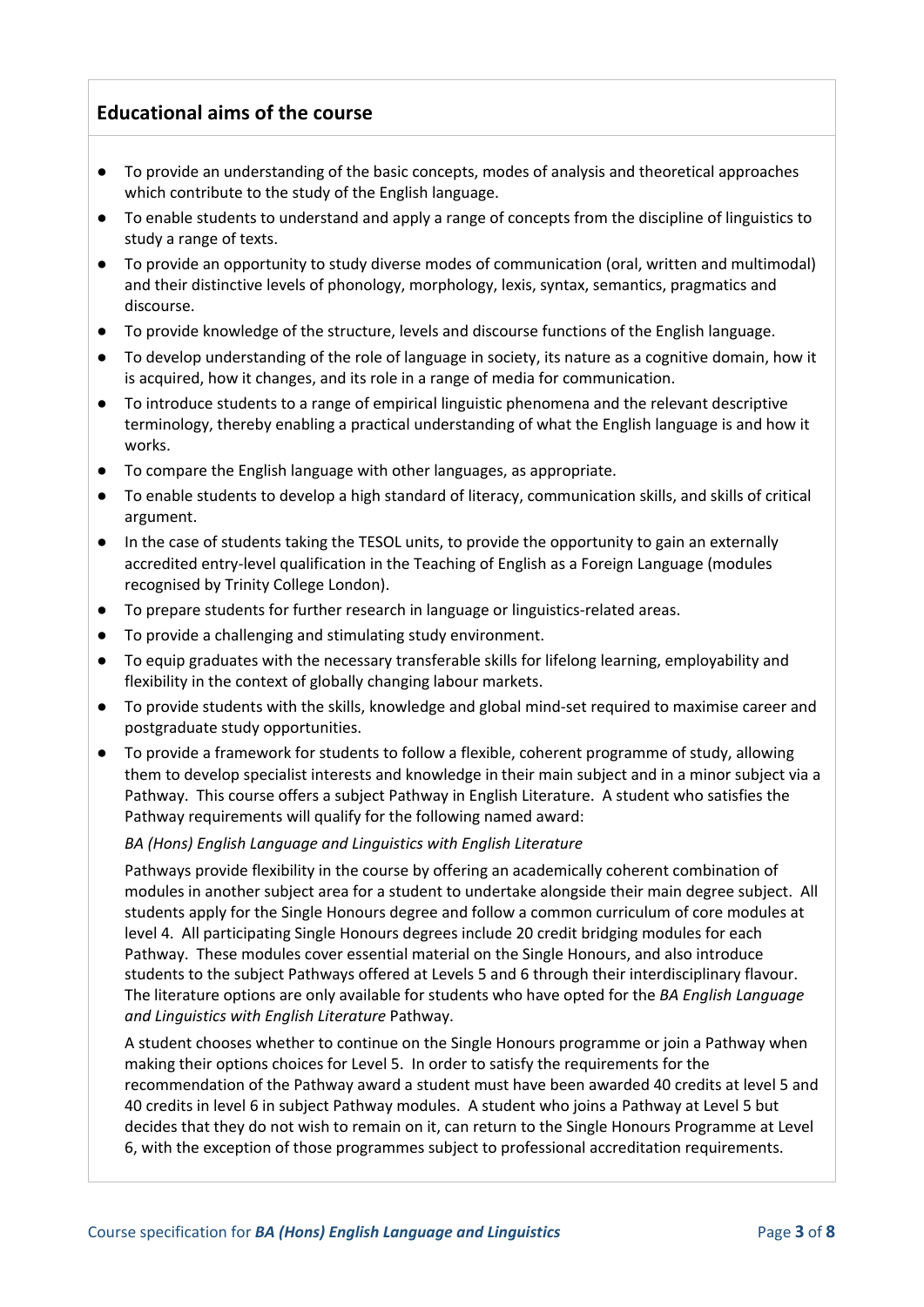## Educational aims of the course

- To provide an understanding of the basic concepts, modes of analysis and theoretical approaches which contribute to the study of the English language.
- To enable students to understand and apply a range of concepts from the discipline of linguistics to study a range of texts.
- To provide an opportunity to study diverse modes of communication (oral, written and multimodal) and their distinctive levels of phonology, morphology, lexis, syntax, semantics, pragmatics and discourse.
- To provide knowledge of the structure, levels and discourse functions of the English language.
- To develop understanding of the role of language in society, its nature as a cognitive domain, how it is acquired, how it changes, and its role in a range of media for communication.
- To introduce students to a range of empirical linguistic phenomena and the relevant descriptive terminology, thereby enabling a practical understanding of what the English language is and how it works.
- To compare the English language with other languages, as appropriate.
- To enable students to develop a high standard of literacy, communication skills, and skills of critical argument.
- In the case of students taking the TESOL units, to provide the opportunity to gain an externally accredited entry-level qualification in the Teaching of English as a Foreign Language (modules recognised by Trinity College London).
- To prepare students for further research in language or linguistics-related areas.
- To provide a challenging and stimulating study environment.
- To equip graduates with the necessary transferable skills for lifelong learning, employability and flexibility in the context of globally changing labour markets.
- To provide students with the skills, knowledge and global mind-set required to maximise career and postgraduate study opportunities.
- To provide a framework for students to follow a flexible, coherent programme of study, allowing them to develop specialist interests and knowledge in their main subject and in a minor subject via a Pathway. This course offers a subject Pathway in English Literature. A student who satisfies the Pathway requirements will qualify for the following named award:

  *BA (Hons) English Language and Linguistics with English Literature*

  Pathways provide flexibility in the course by offering an academically coherent combination of modules in another subject area for a student to undertake alongside their main degree subject. All students apply for the Single Honours degree and follow a common curriculum of core modules at level 4. All participating Single Honours degrees include 20 credit bridging modules for each Pathway. These modules cover essential material on the Single Honours, and also introduce students to the subject Pathways offered at Levels 5 and 6 through their interdisciplinary flavour. The literature options are only available for students who have opted for the *BA English Language and Linguistics with English Literature* Pathway.

  A student chooses whether to continue on the Single Honours programme or join a Pathway when making their options choices for Level 5. In order to satisfy the requirements for the recommendation of the Pathway award a student must have been awarded 40 credits at level 5 and 40 credits in level 6 in subject Pathway modules. A student who joins a Pathway at Level 5 but decides that they do not wish to remain on it, can return to the Single Honours Programme at Level 6, with the exception of those programmes subject to professional accreditation requirements.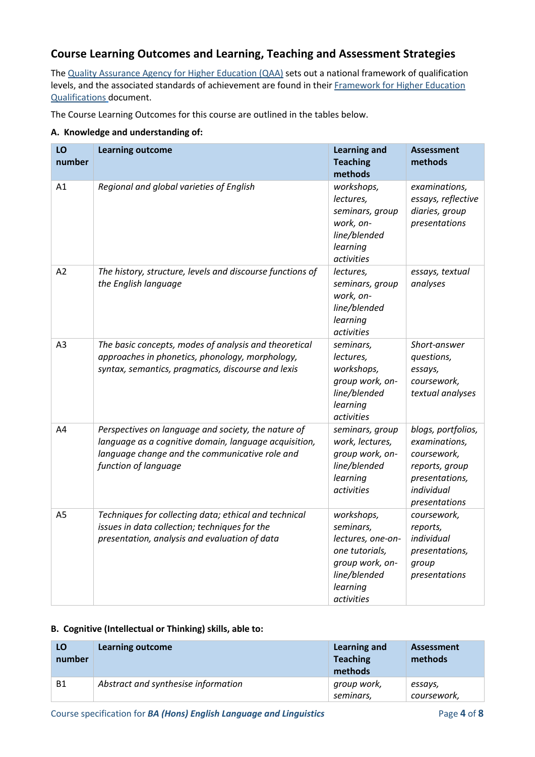## Course Learning Outcomes and Learning, Teaching and Assessment Strategies

The [Quality Assurance Agency for Higher Education (QAA)](#) sets out a national framework of qualification levels, and the associated standards of achievement are found in their [Framework for Higher Education Qualifications](#) document.

The Course Learning Outcomes for this course are outlined in the tables below.

### A. Knowledge and understanding of:

| LO number | Learning outcome | Learning and Teaching methods | Assessment methods |
|---|---|---|---|
| A1 | *Regional and global varieties of English* | *workshops, lectures, seminars, group work, on-line/blended learning activities* | *examinations, essays, reflective diaries, group presentations* |
| A2 | *The history, structure, levels and discourse functions of the English language* | *lectures, seminars, group work, on-line/blended learning activities* | *essays, textual analyses* |
| A3 | *The basic concepts, modes of analysis and theoretical approaches in phonetics, phonology, morphology, syntax, semantics, pragmatics, discourse and lexis* | *seminars, lectures, workshops, group work, on-line/blended learning activities* | *Short-answer questions, essays, coursework, textual analyses* |
| A4 | *Perspectives on language and society, the nature of language as a cognitive domain, language acquisition, language change and the communicative role and function of language* | *seminars, group work, lectures, group work, on-line/blended learning activities* | *blogs, portfolios, examinations, coursework, reports, group presentations, individual presentations* |
| A5 | *Techniques for collecting data; ethical and technical issues in data collection; techniques for the presentation, analysis and evaluation of data* | *workshops, seminars, lectures, one-on-one tutorials, group work, on-line/blended learning activities* | *coursework, reports, individual presentations, group presentations* |

### B. Cognitive (Intellectual or Thinking) skills, able to:

| LO number | Learning outcome | Learning and Teaching methods | Assessment methods |
|---|---|---|---|
| B1 | *Abstract and synthesise information* | *group work, seminars,* | *essays, coursework,* |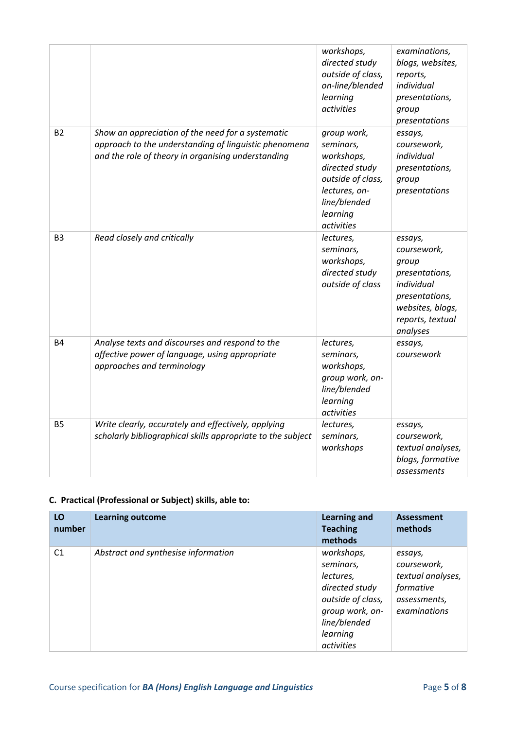| | | *workshops, directed study outside of class, on-line/blended learning activities* | *examinations, blogs, websites, reports, individual presentations, group presentations* |
|---|---|---|---|
| B2 | *Show an appreciation of the need for a systematic approach to the understanding of linguistic phenomena and the role of theory in organising understanding* | *group work, seminars, workshops, directed study outside of class, lectures, on-line/blended learning activities* | *essays, coursework, individual presentations, group presentations* |
| B3 | *Read closely and critically* | *lectures, seminars, workshops, directed study outside of class* | *essays, coursework, group presentations, individual presentations, websites, blogs, reports, textual analyses* |
| B4 | *Analyse texts and discourses and respond to the affective power of language, using appropriate approaches and terminology* | *lectures, seminars, workshops, group work, on-line/blended learning activities* | *essays, coursework* |
| B5 | *Write clearly, accurately and effectively, applying scholarly bibliographical skills appropriate to the subject* | *lectures, seminars, workshops* | *essays, coursework, textual analyses, blogs, formative assessments* |

**C. Practical (Professional or Subject) skills, able to:**

| LO number | Learning outcome | Learning and Teaching methods | Assessment methods |
|---|---|---|---|
| C1 | *Abstract and synthesise information* | *workshops, seminars, lectures, directed study outside of class, group work, on-line/blended learning activities* | *essays, coursework, textual analyses, formative assessments, examinations* |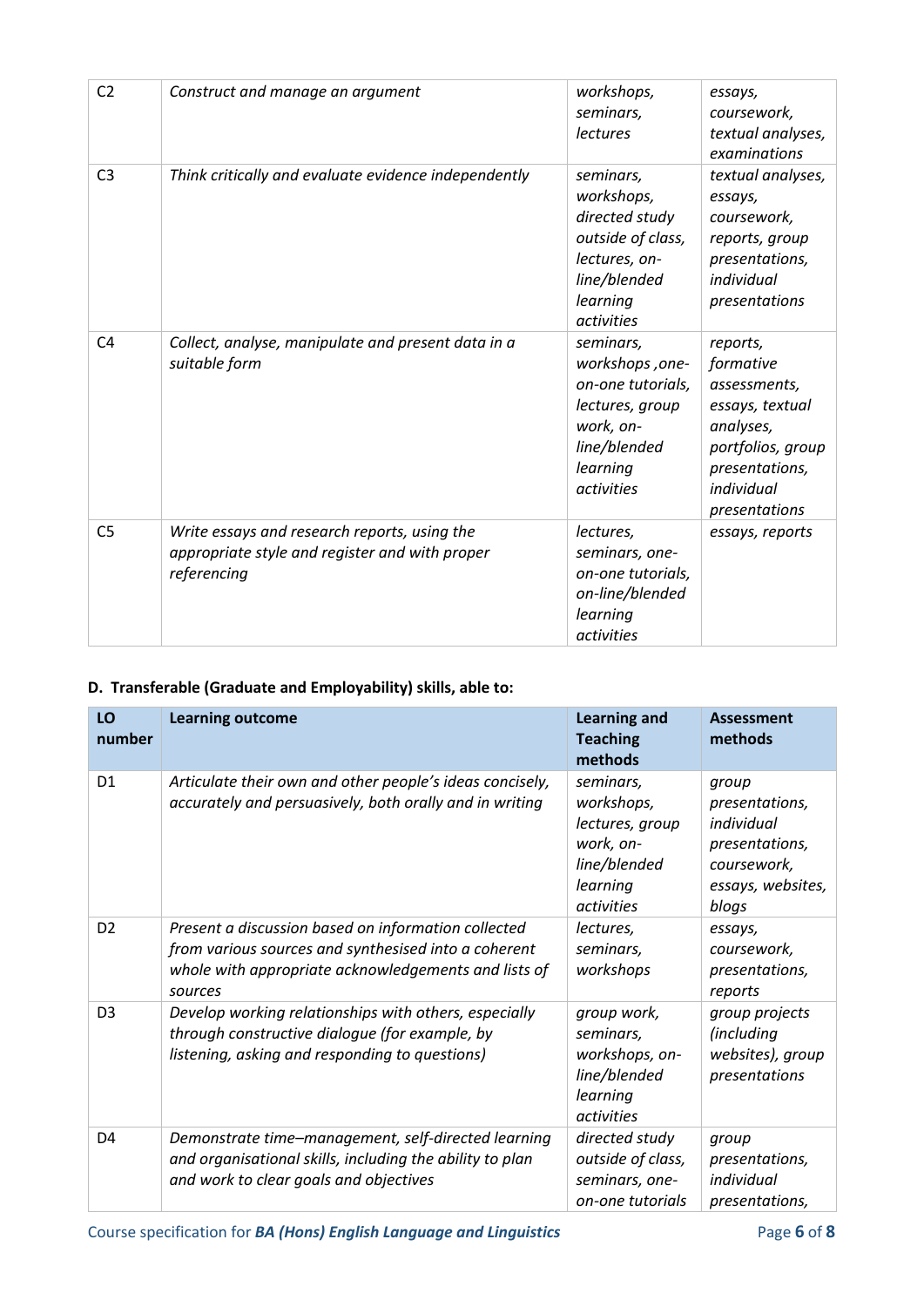| | | | |
|---|---|---|---|
| C2 | *Construct and manage an argument* | *workshops, seminars, lectures* | *essays, coursework, textual analyses, examinations* |
| C3 | *Think critically and evaluate evidence independently* | *seminars, workshops, directed study outside of class, lectures, on-line/blended learning activities* | *textual analyses, essays, coursework, reports, group presentations, individual presentations* |
| C4 | *Collect, analyse, manipulate and present data in a suitable form* | *seminars, workshops ,one-on-one tutorials, lectures, group work, on-line/blended learning activities* | *reports, formative assessments, essays, textual analyses, portfolios, group presentations, individual presentations* |
| C5 | *Write essays and research reports, using the appropriate style and register and with proper referencing* | *lectures, seminars, one-on-one tutorials, on-line/blended learning activities* | *essays, reports* |

**D. Transferable (Graduate and Employability) skills, able to:**

| LO number | Learning outcome | Learning and Teaching methods | Assessment methods |
|---|---|---|---|
| D1 | *Articulate their own and other people's ideas concisely, accurately and persuasively, both orally and in writing* | *seminars, workshops, lectures, group work, on-line/blended learning activities* | *group presentations, individual presentations, coursework, essays, websites, blogs* |
| D2 | *Present a discussion based on information collected from various sources and synthesised into a coherent whole with appropriate acknowledgements and lists of sources* | *lectures, seminars, workshops* | *essays, coursework, presentations, reports* |
| D3 | *Develop working relationships with others, especially through constructive dialogue (for example, by listening, asking and responding to questions)* | *group work, seminars, workshops, on-line/blended learning activities* | *group projects (including websites), group presentations* |
| D4 | *Demonstrate time–management, self-directed learning and organisational skills, including the ability to plan and work to clear goals and objectives* | *directed study outside of class, seminars, one-on-one tutorials* | *group presentations, individual presentations,* |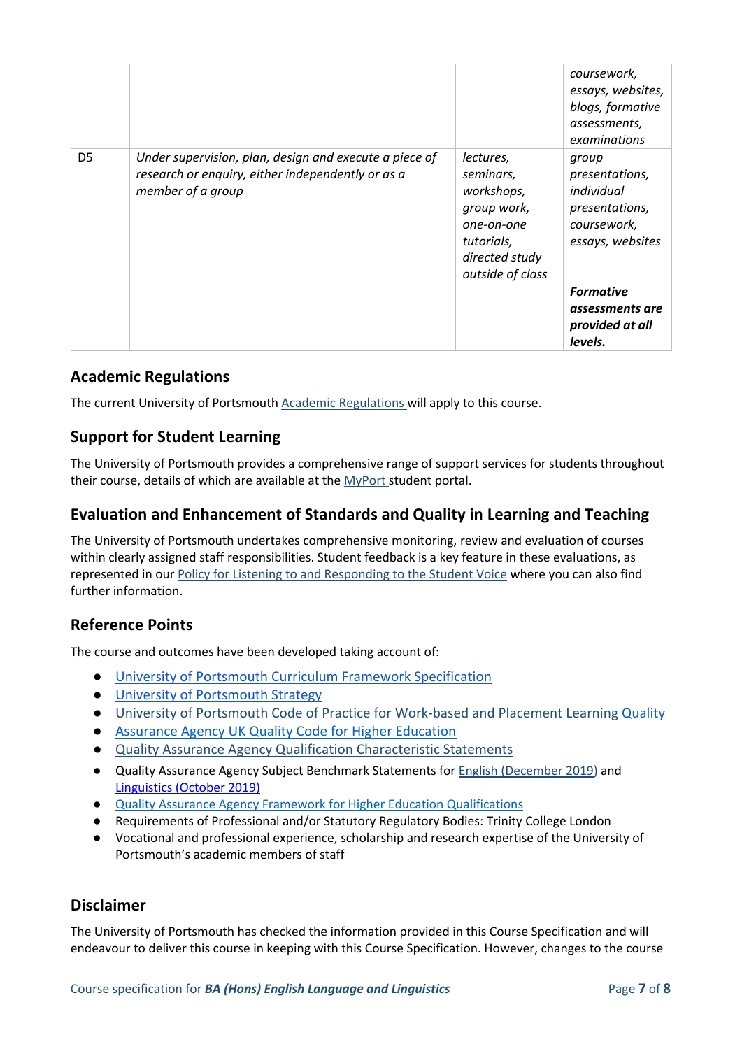| | | | |
|---|---|---|---|
| | | | *coursework, essays, websites, blogs, formative assessments, examinations* |
| D5 | *Under supervision, plan, design and execute a piece of research or enquiry, either independently or as a member of a group* | *lectures, seminars, workshops, group work, one-on-one tutorials, directed study outside of class* | *group presentations, individual presentations, coursework, essays, websites* |
| | | | ***Formative assessments are provided at all levels.*** |

## Academic Regulations

The current University of Portsmouth Academic Regulations will apply to this course.

## Support for Student Learning

The University of Portsmouth provides a comprehensive range of support services for students throughout their course, details of which are available at the MyPort student portal.

## Evaluation and Enhancement of Standards and Quality in Learning and Teaching

The University of Portsmouth undertakes comprehensive monitoring, review and evaluation of courses within clearly assigned staff responsibilities. Student feedback is a key feature in these evaluations, as represented in our Policy for Listening to and Responding to the Student Voice where you can also find further information.

## Reference Points

The course and outcomes have been developed taking account of:

- University of Portsmouth Curriculum Framework Specification
- University of Portsmouth Strategy
- University of Portsmouth Code of Practice for Work-based and Placement Learning Quality
- Assurance Agency UK Quality Code for Higher Education
- Quality Assurance Agency Qualification Characteristic Statements
- Quality Assurance Agency Subject Benchmark Statements for English (December 2019) and Linguistics (October 2019)
- Quality Assurance Agency Framework for Higher Education Qualifications
- Requirements of Professional and/or Statutory Regulatory Bodies: Trinity College London
- Vocational and professional experience, scholarship and research expertise of the University of Portsmouth's academic members of staff

## Disclaimer

The University of Portsmouth has checked the information provided in this Course Specification and will endeavour to deliver this course in keeping with this Course Specification. However, changes to the course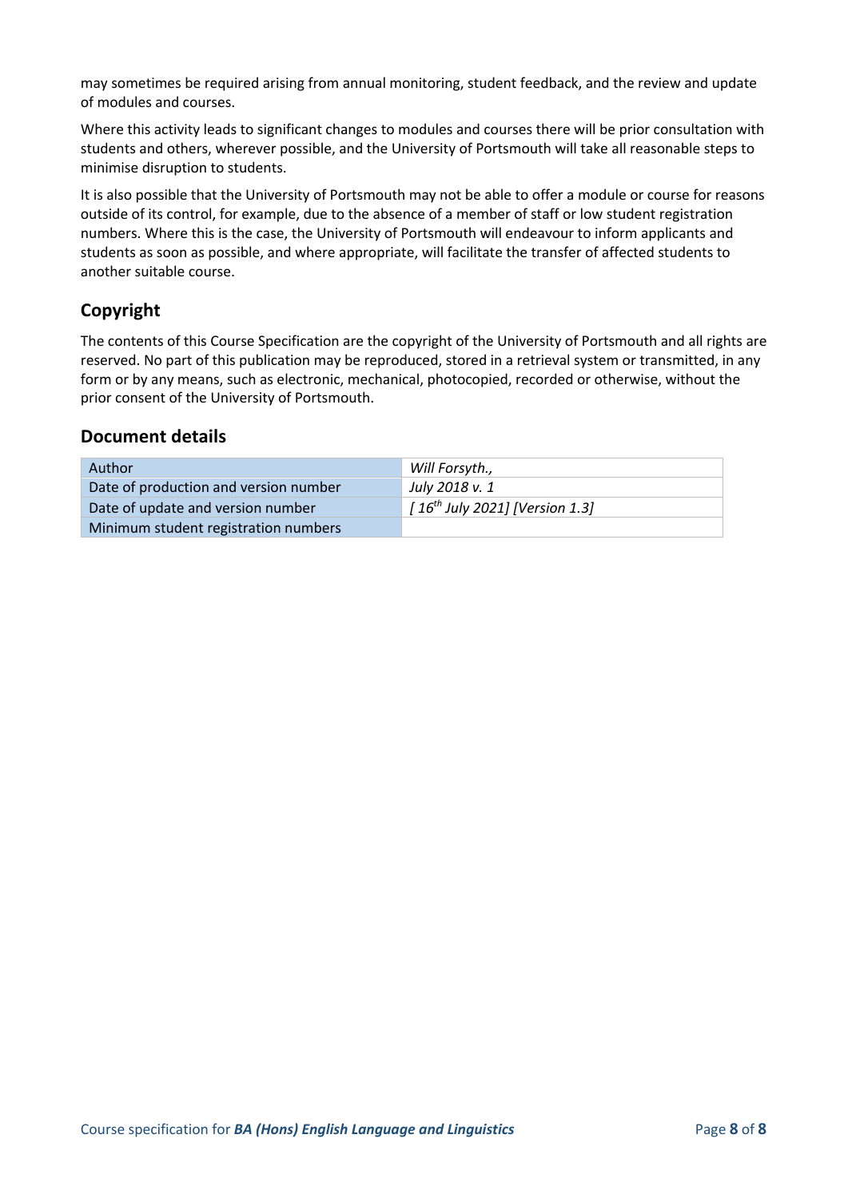may sometimes be required arising from annual monitoring, student feedback, and the review and update of modules and courses.

Where this activity leads to significant changes to modules and courses there will be prior consultation with students and others, wherever possible, and the University of Portsmouth will take all reasonable steps to minimise disruption to students.

It is also possible that the University of Portsmouth may not be able to offer a module or course for reasons outside of its control, for example, due to the absence of a member of staff or low student registration numbers. Where this is the case, the University of Portsmouth will endeavour to inform applicants and students as soon as possible, and where appropriate, will facilitate the transfer of affected students to another suitable course.

## Copyright

The contents of this Course Specification are the copyright of the University of Portsmouth and all rights are reserved. No part of this publication may be reproduced, stored in a retrieval system or transmitted, in any form or by any means, such as electronic, mechanical, photocopied, recorded or otherwise, without the prior consent of the University of Portsmouth.

## Document details

| | |
|---|---|
| Author | *Will Forsyth.,* |
| Date of production and version number | *July 2018 v. 1* |
| Date of update and version number | *[ 16th July 2021] [Version 1.3]* |
| Minimum student registration numbers | |